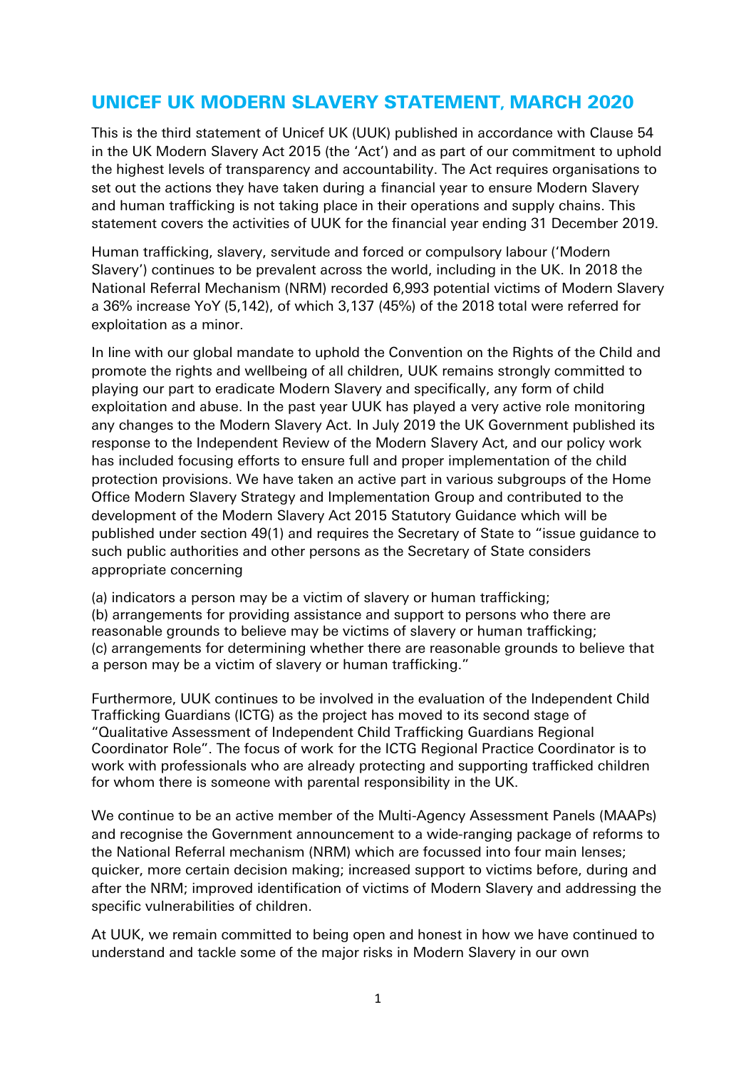# UNICEF UK MODERN SLAVERY STATEMENT, MARCH 2020

This is the third statement of Unicef UK (UUK) published in accordance with Clause 54 in the UK Modern Slavery Act 2015 (the 'Act') and as part of our commitment to uphold the highest levels of transparency and accountability. The Act requires organisations to set out the actions they have taken during a financial year to ensure Modern Slavery and human trafficking is not taking place in their operations and supply chains. This statement covers the activities of UUK for the financial year ending 31 December 2019.

Human trafficking, slavery, servitude and forced or compulsory labour ('Modern Slavery') continues to be prevalent across the world, including in the UK. In 2018 the National Referral Mechanism (NRM) recorded 6,993 potential victims of Modern Slavery a 36% increase YoY (5,142), of which 3,137 (45%) of the 2018 total were referred for exploitation as a minor.

In line with our global mandate to uphold the Convention on the Rights of the Child and promote the rights and wellbeing of all children, UUK remains strongly committed to playing our part to eradicate Modern Slavery and specifically, any form of child exploitation and abuse. In the past year UUK has played a very active role monitoring any changes to the Modern Slavery Act. In July 2019 the UK Government published its response to the Independent Review of the Modern Slavery Act, and our policy work has included focusing efforts to ensure full and proper implementation of the child protection provisions. We have taken an active part in various subgroups of the Home Office Modern Slavery Strategy and Implementation Group and contributed to the development of the Modern Slavery Act 2015 Statutory Guidance which will be published under section 49(1) and requires the Secretary of State to "issue guidance to such public authorities and other persons as the Secretary of State considers appropriate concerning

(a) indicators a person may be a victim of slavery or human trafficking;
(b) arrangements for providing assistance and support to persons who there are reasonable grounds to believe may be victims of slavery or human trafficking;
(c) arrangements for determining whether there are reasonable grounds to believe that a person may be a victim of slavery or human trafficking."

Furthermore, UUK continues to be involved in the evaluation of the Independent Child Trafficking Guardians (ICTG) as the project has moved to its second stage of "Qualitative Assessment of Independent Child Trafficking Guardians Regional Coordinator Role". The focus of work for the ICTG Regional Practice Coordinator is to work with professionals who are already protecting and supporting trafficked children for whom there is someone with parental responsibility in the UK.

We continue to be an active member of the Multi-Agency Assessment Panels (MAAPs) and recognise the Government announcement to a wide-ranging package of reforms to the National Referral mechanism (NRM) which are focussed into four main lenses; quicker, more certain decision making; increased support to victims before, during and after the NRM; improved identification of victims of Modern Slavery and addressing the specific vulnerabilities of children.

At UUK, we remain committed to being open and honest in how we have continued to understand and tackle some of the major risks in Modern Slavery in our own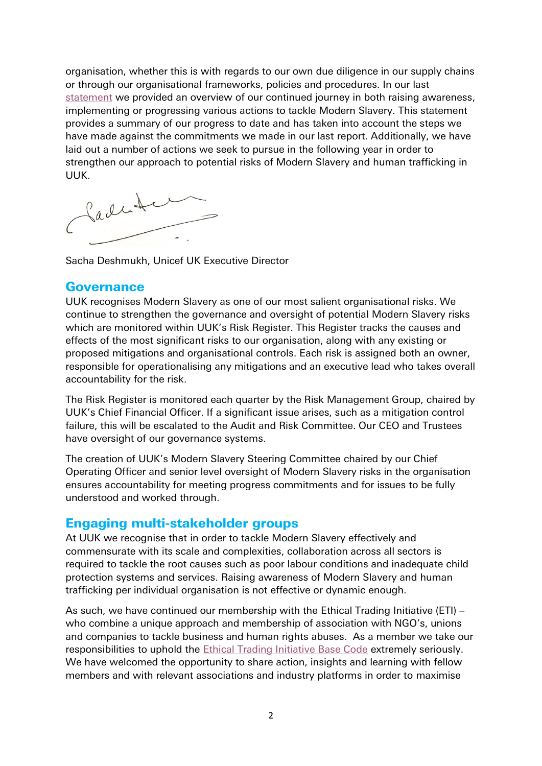organisation, whether this is with regards to our own due diligence in our supply chains or through our organisational frameworks, policies and procedures. In our last statement we provided an overview of our continued journey in both raising awareness, implementing or progressing various actions to tackle Modern Slavery. This statement provides a summary of our progress to date and has taken into account the steps we have made against the commitments we made in our last report. Additionally, we have laid out a number of actions we seek to pursue in the following year in order to strengthen our approach to potential risks of Modern Slavery and human trafficking in UUK.

Sacha Deshmukh, Unicef UK Executive Director

## Governance

UUK recognises Modern Slavery as one of our most salient organisational risks. We continue to strengthen the governance and oversight of potential Modern Slavery risks which are monitored within UUK's Risk Register. This Register tracks the causes and effects of the most significant risks to our organisation, along with any existing or proposed mitigations and organisational controls. Each risk is assigned both an owner, responsible for operationalising any mitigations and an executive lead who takes overall accountability for the risk.

The Risk Register is monitored each quarter by the Risk Management Group, chaired by UUK's Chief Financial Officer. If a significant issue arises, such as a mitigation control failure, this will be escalated to the Audit and Risk Committee. Our CEO and Trustees have oversight of our governance systems.

The creation of UUK's Modern Slavery Steering Committee chaired by our Chief Operating Officer and senior level oversight of Modern Slavery risks in the organisation ensures accountability for meeting progress commitments and for issues to be fully understood and worked through.

## Engaging multi-stakeholder groups

At UUK we recognise that in order to tackle Modern Slavery effectively and commensurate with its scale and complexities, collaboration across all sectors is required to tackle the root causes such as poor labour conditions and inadequate child protection systems and services. Raising awareness of Modern Slavery and human trafficking per individual organisation is not effective or dynamic enough.

As such, we have continued our membership with the Ethical Trading Initiative (ETI) – who combine a unique approach and membership of association with NGO's, unions and companies to tackle business and human rights abuses. As a member we take our responsibilities to uphold the Ethical Trading Initiative Base Code extremely seriously. We have welcomed the opportunity to share action, insights and learning with fellow members and with relevant associations and industry platforms in order to maximise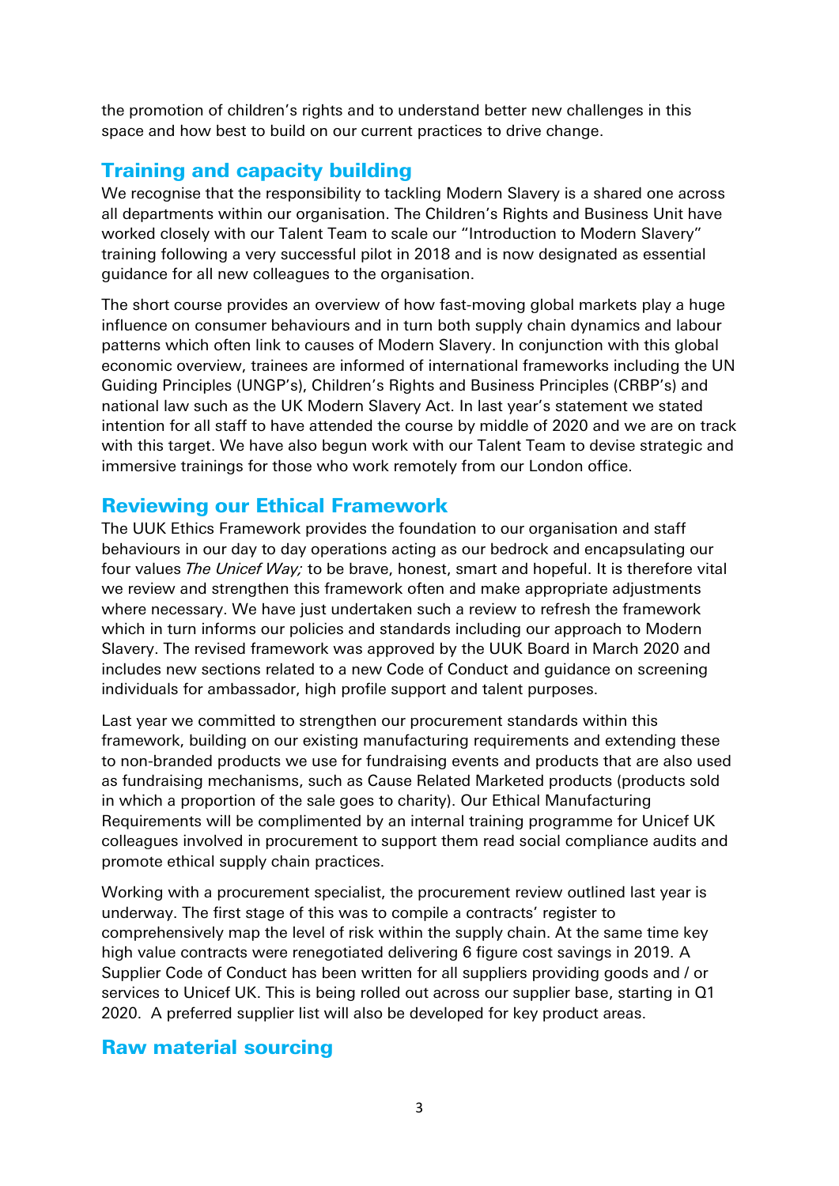the promotion of children's rights and to understand better new challenges in this space and how best to build on our current practices to drive change.

## Training and capacity building

We recognise that the responsibility to tackling Modern Slavery is a shared one across all departments within our organisation. The Children's Rights and Business Unit have worked closely with our Talent Team to scale our "Introduction to Modern Slavery" training following a very successful pilot in 2018 and is now designated as essential guidance for all new colleagues to the organisation.

The short course provides an overview of how fast-moving global markets play a huge influence on consumer behaviours and in turn both supply chain dynamics and labour patterns which often link to causes of Modern Slavery. In conjunction with this global economic overview, trainees are informed of international frameworks including the UN Guiding Principles (UNGP's), Children's Rights and Business Principles (CRBP's) and national law such as the UK Modern Slavery Act. In last year's statement we stated intention for all staff to have attended the course by middle of 2020 and we are on track with this target. We have also begun work with our Talent Team to devise strategic and immersive trainings for those who work remotely from our London office.

## Reviewing our Ethical Framework

The UUK Ethics Framework provides the foundation to our organisation and staff behaviours in our day to day operations acting as our bedrock and encapsulating our four values *The Unicef Way;* to be brave, honest, smart and hopeful. It is therefore vital we review and strengthen this framework often and make appropriate adjustments where necessary. We have just undertaken such a review to refresh the framework which in turn informs our policies and standards including our approach to Modern Slavery. The revised framework was approved by the UUK Board in March 2020 and includes new sections related to a new Code of Conduct and guidance on screening individuals for ambassador, high profile support and talent purposes.

Last year we committed to strengthen our procurement standards within this framework, building on our existing manufacturing requirements and extending these to non-branded products we use for fundraising events and products that are also used as fundraising mechanisms, such as Cause Related Marketed products (products sold in which a proportion of the sale goes to charity). Our Ethical Manufacturing Requirements will be complimented by an internal training programme for Unicef UK colleagues involved in procurement to support them read social compliance audits and promote ethical supply chain practices.

Working with a procurement specialist, the procurement review outlined last year is underway. The first stage of this was to compile a contracts' register to comprehensively map the level of risk within the supply chain. At the same time key high value contracts were renegotiated delivering 6 figure cost savings in 2019. A Supplier Code of Conduct has been written for all suppliers providing goods and / or services to Unicef UK. This is being rolled out across our supplier base, starting in Q1 2020. A preferred supplier list will also be developed for key product areas.

## Raw material sourcing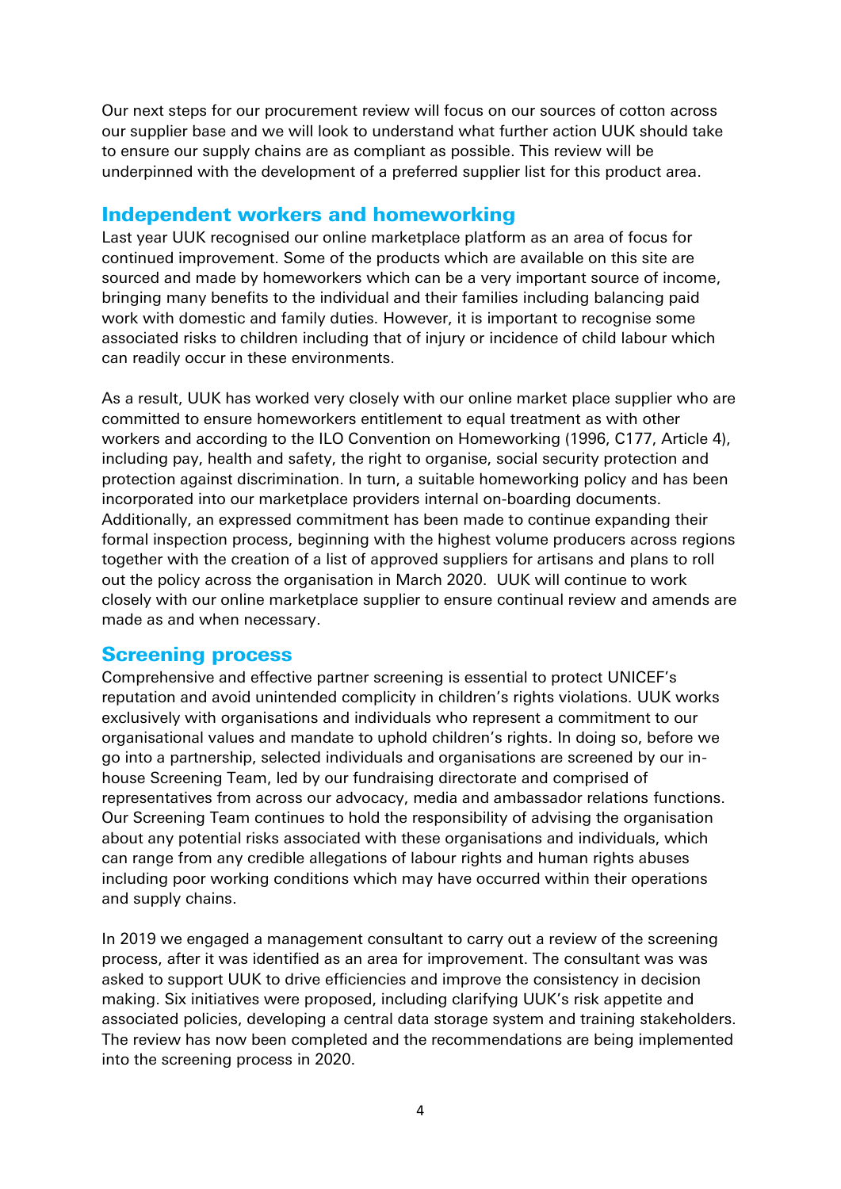Our next steps for our procurement review will focus on our sources of cotton across our supplier base and we will look to understand what further action UUK should take to ensure our supply chains are as compliant as possible. This review will be underpinned with the development of a preferred supplier list for this product area.

## Independent workers and homeworking

Last year UUK recognised our online marketplace platform as an area of focus for continued improvement. Some of the products which are available on this site are sourced and made by homeworkers which can be a very important source of income, bringing many benefits to the individual and their families including balancing paid work with domestic and family duties. However, it is important to recognise some associated risks to children including that of injury or incidence of child labour which can readily occur in these environments.

As a result, UUK has worked very closely with our online market place supplier who are committed to ensure homeworkers entitlement to equal treatment as with other workers and according to the ILO Convention on Homeworking (1996, C177, Article 4), including pay, health and safety, the right to organise, social security protection and protection against discrimination. In turn, a suitable homeworking policy and has been incorporated into our marketplace providers internal on-boarding documents. Additionally, an expressed commitment has been made to continue expanding their formal inspection process, beginning with the highest volume producers across regions together with the creation of a list of approved suppliers for artisans and plans to roll out the policy across the organisation in March 2020. UUK will continue to work closely with our online marketplace supplier to ensure continual review and amends are made as and when necessary.

## Screening process

Comprehensive and effective partner screening is essential to protect UNICEF's reputation and avoid unintended complicity in children's rights violations. UUK works exclusively with organisations and individuals who represent a commitment to our organisational values and mandate to uphold children's rights. In doing so, before we go into a partnership, selected individuals and organisations are screened by our in-house Screening Team, led by our fundraising directorate and comprised of representatives from across our advocacy, media and ambassador relations functions. Our Screening Team continues to hold the responsibility of advising the organisation about any potential risks associated with these organisations and individuals, which can range from any credible allegations of labour rights and human rights abuses including poor working conditions which may have occurred within their operations and supply chains.

In 2019 we engaged a management consultant to carry out a review of the screening process, after it was identified as an area for improvement. The consultant was was asked to support UUK to drive efficiencies and improve the consistency in decision making. Six initiatives were proposed, including clarifying UUK's risk appetite and associated policies, developing a central data storage system and training stakeholders. The review has now been completed and the recommendations are being implemented into the screening process in 2020.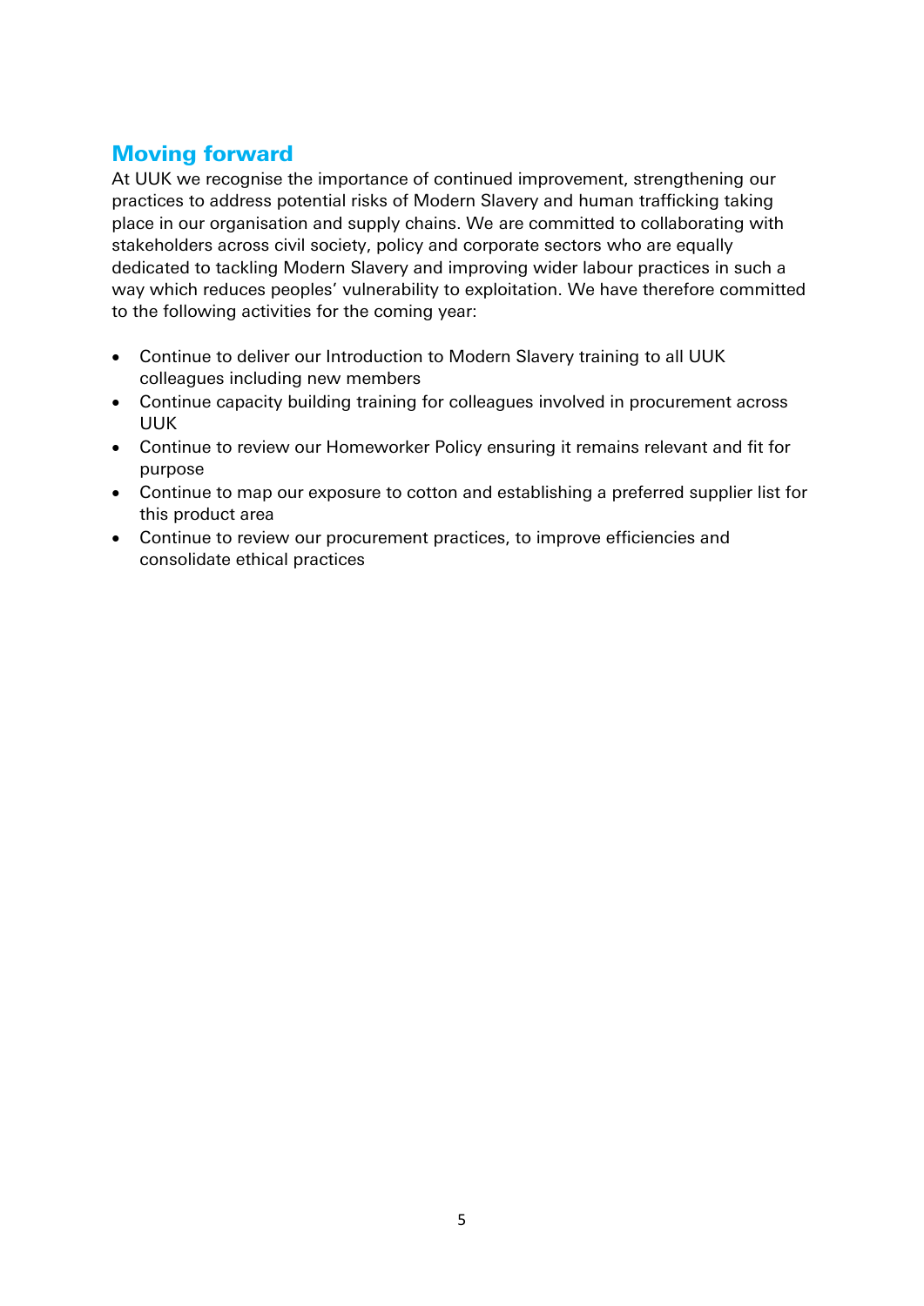## Moving forward

At UUK we recognise the importance of continued improvement, strengthening our practices to address potential risks of Modern Slavery and human trafficking taking place in our organisation and supply chains. We are committed to collaborating with stakeholders across civil society, policy and corporate sectors who are equally dedicated to tackling Modern Slavery and improving wider labour practices in such a way which reduces peoples' vulnerability to exploitation. We have therefore committed to the following activities for the coming year:

- Continue to deliver our Introduction to Modern Slavery training to all UUK colleagues including new members
- Continue capacity building training for colleagues involved in procurement across UUK
- Continue to review our Homeworker Policy ensuring it remains relevant and fit for purpose
- Continue to map our exposure to cotton and establishing a preferred supplier list for this product area
- Continue to review our procurement practices, to improve efficiencies and consolidate ethical practices